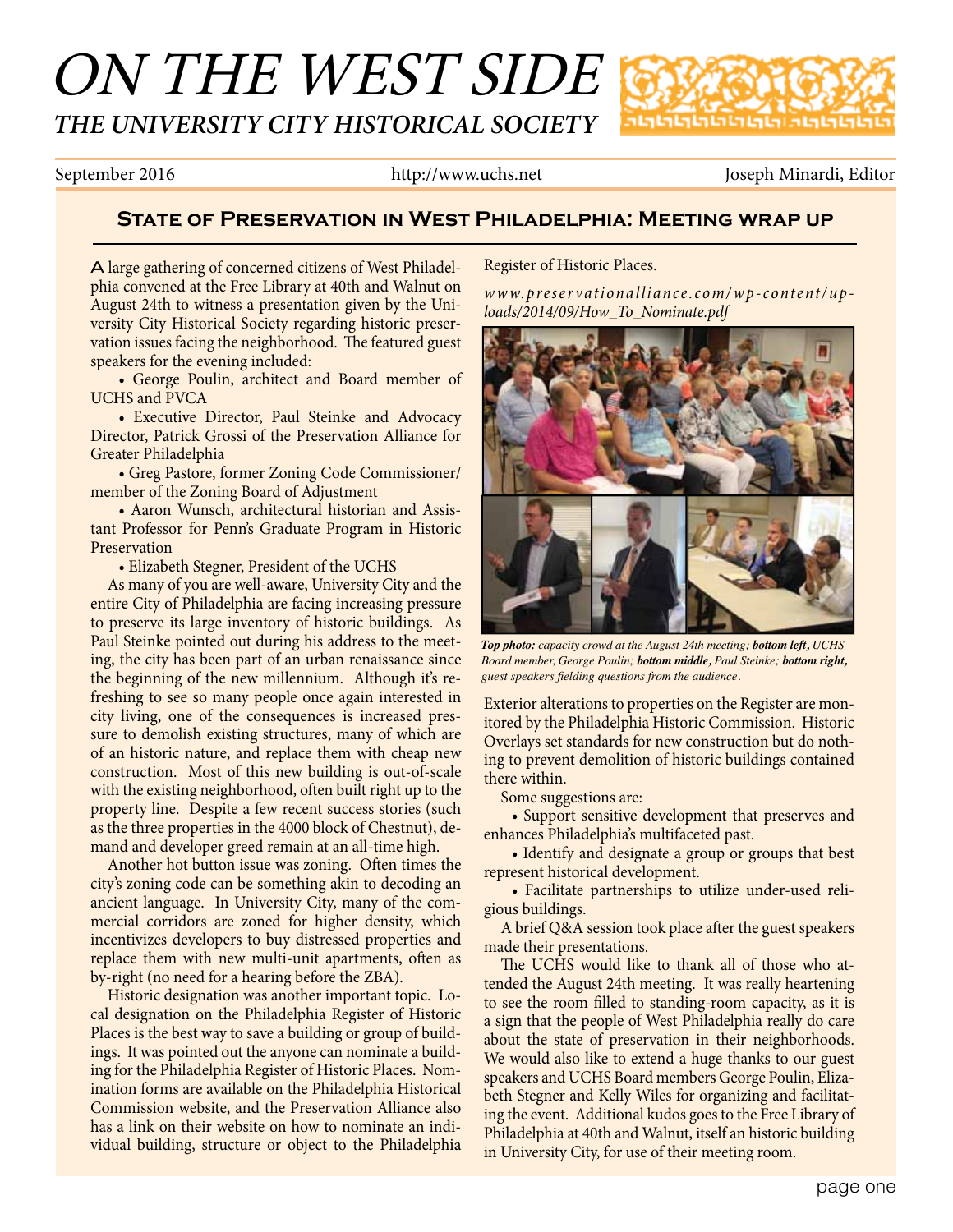# ON THE WEST SIDE

## THE UNIVERSITY CITY HISTORICAL SOCIETY

September 2016 http://www.uchs.net Joseph Minardi, Editor

### State of Preservation in West Philadelphia: Meeting wrap up

A large gathering of concerned citizens of West Philadelphia convened at the Free Library at 40th and Walnut on August 24th to witness a presentation given by the University City Historical Society regarding historic preservation issues facing the neighborhood. The featured guest speakers for the evening included:

- George Poulin, architect and Board member of UCHS and PVCA
- Executive Director, Paul Steinke and Advocacy Director, Patrick Grossi of the Preservation Alliance for Greater Philadelphia
- Greg Pastore, former Zoning Code Commissioner/ member of the Zoning Board of Adjustment
- Aaron Wunsch, architectural historian and Assistant Professor for Penn's Graduate Program in Historic Preservation
- Elizabeth Stegner, President of the UCHS

As many of you are well-aware, University City and the entire City of Philadelphia are facing increasing pressure to preserve its large inventory of historic buildings. As Paul Steinke pointed out during his address to the meeting, the city has been part of an urban renaissance since the beginning of the new millennium. Although it's refreshing to see so many people once again interested in city living, one of the consequences is increased pressure to demolish existing structures, many of which are of an historic nature, and replace them with cheap new construction. Most of this new building is out-of-scale with the existing neighborhood, often built right up to the property line. Despite a few recent success stories (such as the three properties in the 4000 block of Chestnut), demand and developer greed remain at an all-time high.

Another hot button issue was zoning. Often times the city's zoning code can be something akin to decoding an ancient language. In University City, many of the commercial corridors are zoned for higher density, which incentivizes developers to buy distressed properties and replace them with new multi-unit apartments, often as by-right (no need for a hearing before the ZBA).

Historic designation was another important topic. Local designation on the Philadelphia Register of Historic Places is the best way to save a building or group of buildings. It was pointed out the anyone can nominate a building for the Philadelphia Register of Historic Places. Nomination forms are available on the Philadelphia Historical Commission website, and the Preservation Alliance also has a link on their website on how to nominate an individual building, structure or object to the Philadelphia Register of Historic Places.

*www.preservationalliance.com/wp-content/uploads/2014/09/How_To_Nominate.pdf*

***Top photo:*** *capacity crowd at the August 24th meeting;* ***bottom left,*** *UCHS Board member, George Poulin;* ***bottom middle,*** *Paul Steinke;* ***bottom right,*** *guest speakers fielding questions from the audience.*

Exterior alterations to properties on the Register are monitored by the Philadelphia Historic Commission. Historic Overlays set standards for new construction but do nothing to prevent demolition of historic buildings contained there within.

Some suggestions are:

- Support sensitive development that preserves and enhances Philadelphia's multifaceted past.
- Identify and designate a group or groups that best represent historical development.
- Facilitate partnerships to utilize under-used religious buildings.

A brief Q&A session took place after the guest speakers made their presentations.

The UCHS would like to thank all of those who attended the August 24th meeting. It was really heartening to see the room filled to standing-room capacity, as it is a sign that the people of West Philadelphia really do care about the state of preservation in their neighborhoods. We would also like to extend a huge thanks to our guest speakers and UCHS Board members George Poulin, Elizabeth Stegner and Kelly Wiles for organizing and facilitating the event. Additional kudos goes to the Free Library of Philadelphia at 40th and Walnut, itself an historic building in University City, for use of their meeting room.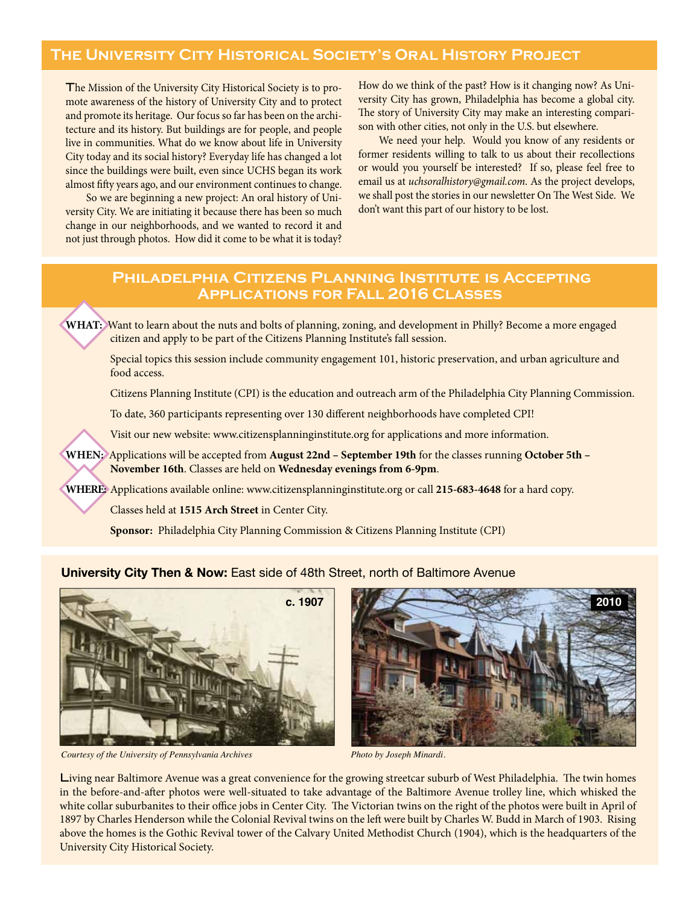## The University City Historical Society's Oral History Project

The Mission of the University City Historical Society is to promote awareness of the history of University City and to protect and promote its heritage. Our focus so far has been on the architecture and its history. But buildings are for people, and people live in communities. What do we know about life in University City today and its social history? Everyday life has changed a lot since the buildings were built, even since UCHS began its work almost fifty years ago, and our environment continues to change.

So we are beginning a new project: An oral history of University City. We are initiating it because there has been so much change in our neighborhoods, and we wanted to record it and not just through photos. How did it come to be what it is today? How do we think of the past? How is it changing now? As University City has grown, Philadelphia has become a global city. The story of University City may make an interesting comparison with other cities, not only in the U.S. but elsewhere.

We need your help. Would you know of any residents or former residents willing to talk to us about their recollections or would you yourself be interested? If so, please feel free to email us at *uchsoralhistory@gmail.com*. As the project develops, we shall post the stories in our newsletter On The West Side. We don't want this part of our history to be lost.

## Philadelphia Citizens Planning Institute is Accepting Applications for Fall 2016 Classes

**WHAT:** Want to learn about the nuts and bolts of planning, zoning, and development in Philly? Become a more engaged citizen and apply to be part of the Citizens Planning Institute's fall session.

Special topics this session include community engagement 101, historic preservation, and urban agriculture and food access.

Citizens Planning Institute (CPI) is the education and outreach arm of the Philadelphia City Planning Commission.

To date, 360 participants representing over 130 different neighborhoods have completed CPI!

Visit our new website: www.citizensplanninginstitute.org for applications and more information.

**WHEN:** Applications will be accepted from **August 22nd – September 19th** for the classes running **October 5th – November 16th**. Classes are held on **Wednesday evenings from 6-9pm**.

**WHERE:** Applications available online: www.citizensplanninginstitute.org or call **215-683-4648** for a hard copy.

Classes held at **1515 Arch Street** in Center City.

**Sponsor:** Philadelphia City Planning Commission & Citizens Planning Institute (CPI)

**University City Then & Now:** East side of 48th Street, north of Baltimore Avenue

c. 1907

*Courtesy of the University of Pennsylvania Archives*

2010

*Photo by Joseph Minardi.*

Living near Baltimore Avenue was a great convenience for the growing streetcar suburb of West Philadelphia. The twin homes in the before-and-after photos were well-situated to take advantage of the Baltimore Avenue trolley line, which whisked the white collar suburbanites to their office jobs in Center City. The Victorian twins on the right of the photos were built in April of 1897 by Charles Henderson while the Colonial Revival twins on the left were built by Charles W. Budd in March of 1903. Rising above the homes is the Gothic Revival tower of the Calvary United Methodist Church (1904), which is the headquarters of the University City Historical Society.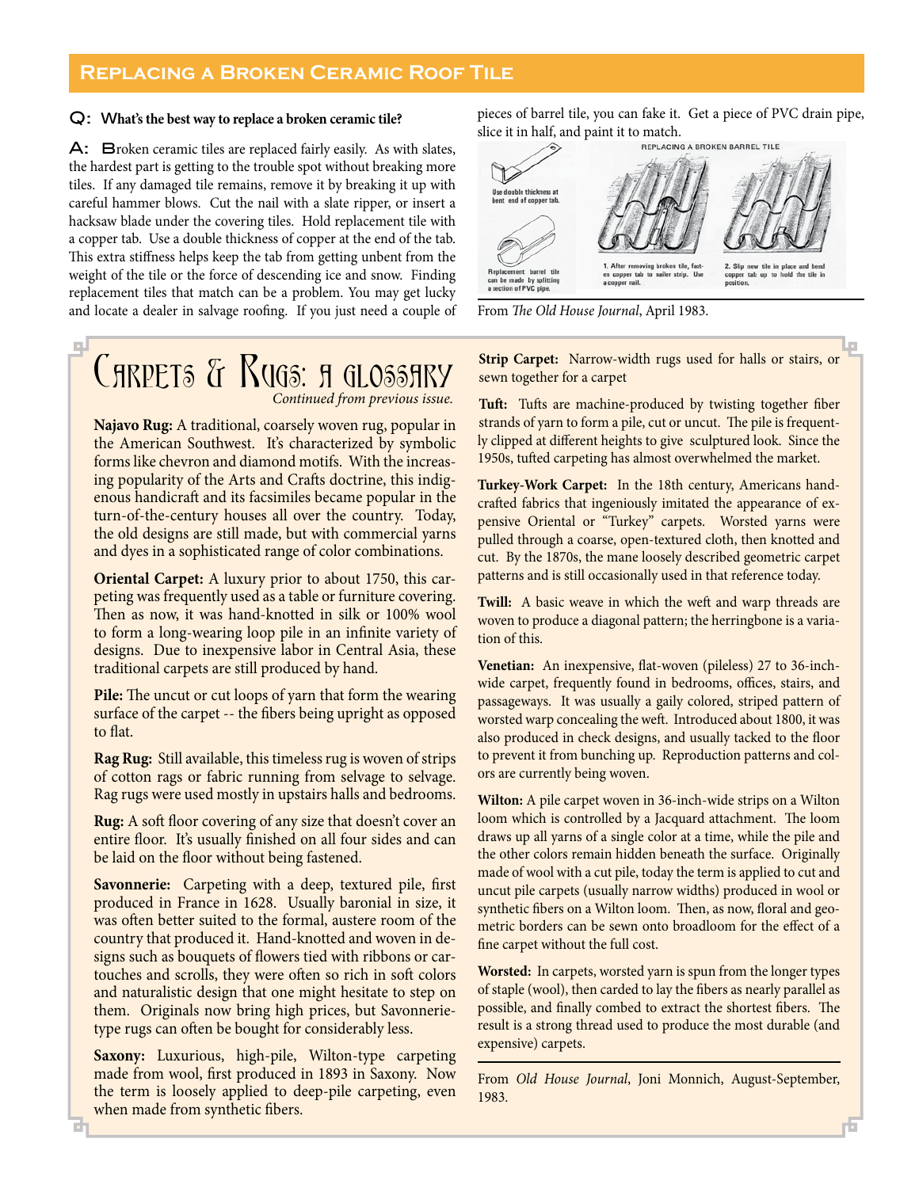## Replacing a Broken Ceramic Roof Tile

**Q: What's the best way to replace a broken ceramic tile?**

**A:** Broken ceramic tiles are replaced fairly easily. As with slates, the hardest part is getting to the trouble spot without breaking more tiles. If any damaged tile remains, remove it by breaking it up with careful hammer blows. Cut the nail with a slate ripper, or insert a hacksaw blade under the covering tiles. Hold replacement tile with a copper tab. Use a double thickness of copper at the end of the tab. This extra stiffness helps keep the tab from getting unbent from the weight of the tile or the force of descending ice and snow. Finding replacement tiles that match can be a problem. You may get lucky and locate a dealer in salvage roofing. If you just need a couple of pieces of barrel tile, you can fake it. Get a piece of PVC drain pipe, slice it in half, and paint it to match.

REPLACING A BROKEN BARREL TILE

Use double thickness at bent end of copper tab.

Replacement barrel tile can be made by splitting a section of PVC pipe.

1. After removing broken tile, fasten copper tab to nailer strip. Use a copper nail.

2. Slip new tile in place and bend copper tab up to hold the tile in position.

From *The Old House Journal*, April 1983.

## Carpets & Rugs: a Glossary

*Continued from previous issue.*

**Najavo Rug:** A traditional, coarsely woven rug, popular in the American Southwest. It's characterized by symbolic forms like chevron and diamond motifs. With the increasing popularity of the Arts and Crafts doctrine, this indigenous handicraft and its facsimiles became popular in the turn-of-the-century houses all over the country. Today, the old designs are still made, but with commercial yarns and dyes in a sophisticated range of color combinations.

**Oriental Carpet:** A luxury prior to about 1750, this carpeting was frequently used as a table or furniture covering. Then as now, it was hand-knotted in silk or 100% wool to form a long-wearing loop pile in an infinite variety of designs. Due to inexpensive labor in Central Asia, these traditional carpets are still produced by hand.

**Pile:** The uncut or cut loops of yarn that form the wearing surface of the carpet -- the fibers being upright as opposed to flat.

**Rag Rug:** Still available, this timeless rug is woven of strips of cotton rags or fabric running from selvage to selvage. Rag rugs were used mostly in upstairs halls and bedrooms.

**Rug:** A soft floor covering of any size that doesn't cover an entire floor. It's usually finished on all four sides and can be laid on the floor without being fastened.

**Savonnerie:** Carpeting with a deep, textured pile, first produced in France in 1628. Usually baronial in size, it was often better suited to the formal, austere room of the country that produced it. Hand-knotted and woven in designs such as bouquets of flowers tied with ribbons or cartouches and scrolls, they were often so rich in soft colors and naturalistic design that one might hesitate to step on them. Originals now bring high prices, but Savonnerie-type rugs can often be bought for considerably less.

**Saxony:** Luxurious, high-pile, Wilton-type carpeting made from wool, first produced in 1893 in Saxony. Now the term is loosely applied to deep-pile carpeting, even when made from synthetic fibers.

**Strip Carpet:** Narrow-width rugs used for halls or stairs, or sewn together for a carpet

**Tuft:** Tufts are machine-produced by twisting together fiber strands of yarn to form a pile, cut or uncut. The pile is frequently clipped at different heights to give sculptured look. Since the 1950s, tufted carpeting has almost overwhelmed the market.

**Turkey-Work Carpet:** In the 18th century, Americans handcrafted fabrics that ingeniously imitated the appearance of expensive Oriental or "Turkey" carpets. Worsted yarns were pulled through a coarse, open-textured cloth, then knotted and cut. By the 1870s, the mane loosely described geometric carpet patterns and is still occasionally used in that reference today.

**Twill:** A basic weave in which the weft and warp threads are woven to produce a diagonal pattern; the herringbone is a variation of this.

**Venetian:** An inexpensive, flat-woven (pileless) 27 to 36-inch-wide carpet, frequently found in bedrooms, offices, stairs, and passageways. It was usually a gaily colored, striped pattern of worsted warp concealing the weft. Introduced about 1800, it was also produced in check designs, and usually tacked to the floor to prevent it from bunching up. Reproduction patterns and colors are currently being woven.

**Wilton:** A pile carpet woven in 36-inch-wide strips on a Wilton loom which is controlled by a Jacquard attachment. The loom draws up all yarns of a single color at a time, while the pile and the other colors remain hidden beneath the surface. Originally made of wool with a cut pile, today the term is applied to cut and uncut pile carpets (usually narrow widths) produced in wool or synthetic fibers on a Wilton loom. Then, as now, floral and geometric borders can be sewn onto broadloom for the effect of a fine carpet without the full cost.

**Worsted:** In carpets, worsted yarn is spun from the longer types of staple (wool), then carded to lay the fibers as nearly parallel as possible, and finally combed to extract the shortest fibers. The result is a strong thread used to produce the most durable (and expensive) carpets.

From *Old House Journal*, Joni Monnich, August-September, 1983.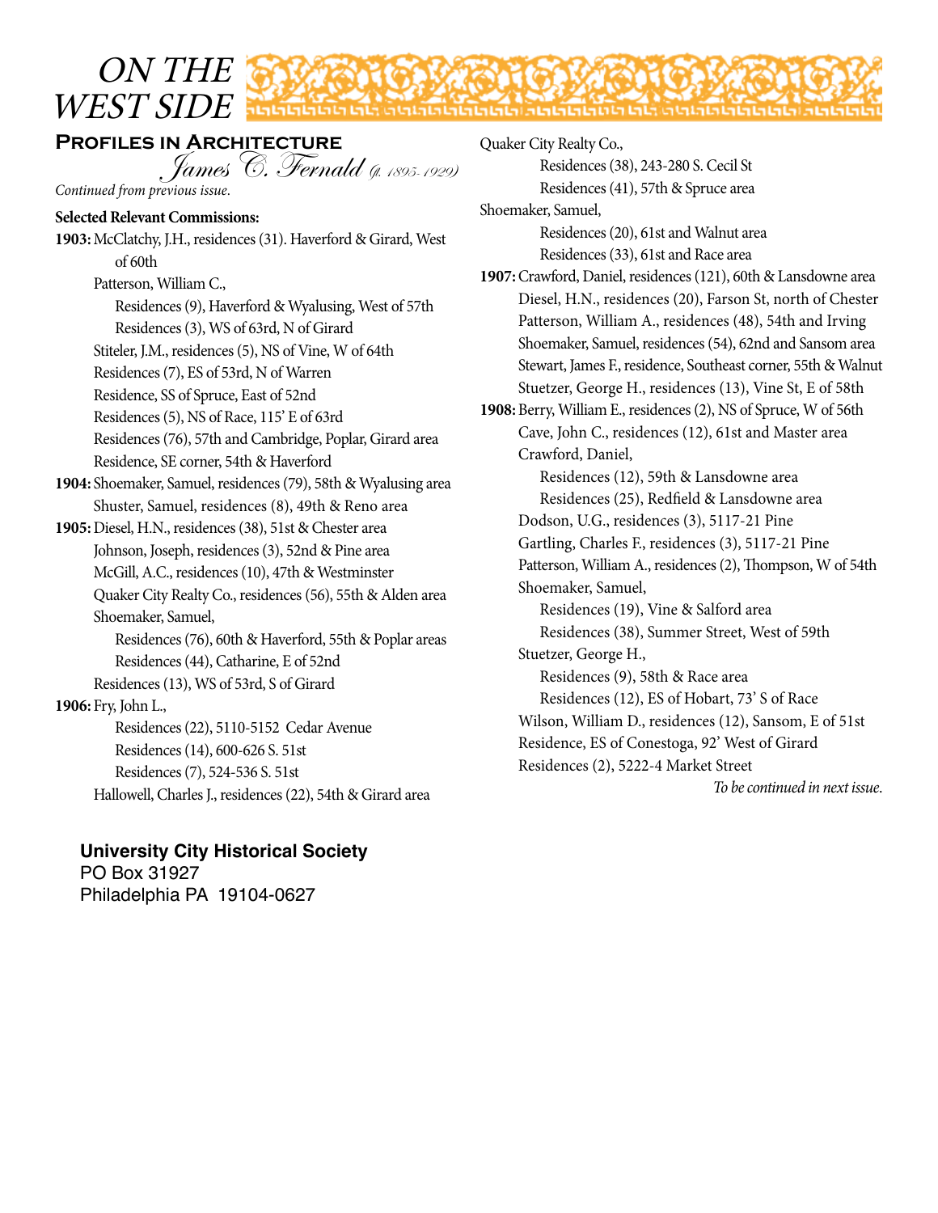# ON THE WEST SIDE

## Profiles in Architecture

### *James C. Fernald (fl. 1895-1929)*

*Continued from previous issue.*

**Selected Relevant Commissions:**

**1903:** McClatchy, J.H., residences (31). Haverford & Girard, West of 60th

Patterson, William C.,

- Residences (9), Haverford & Wyalusing, West of 57th
- Residences (3), WS of 63rd, N of Girard

Stiteler, J.M., residences (5), NS of Vine, W of 64th

Residences (7), ES of 53rd, N of Warren

Residence, SS of Spruce, East of 52nd

Residences (5), NS of Race, 115' E of 63rd

Residences (76), 57th and Cambridge, Poplar, Girard area

Residence, SE corner, 54th & Haverford

**1904:** Shoemaker, Samuel, residences (79), 58th & Wyalusing area

Shuster, Samuel, residences (8), 49th & Reno area

**1905:** Diesel, H.N., residences (38), 51st & Chester area

Johnson, Joseph, residences (3), 52nd & Pine area

McGill, A.C., residences (10), 47th & Westminster

Quaker City Realty Co., residences (56), 55th & Alden area

Shoemaker, Samuel,

- Residences (76), 60th & Haverford, 55th & Poplar areas
- Residences (44), Catharine, E of 52nd

Residences (13), WS of 53rd, S of Girard

**1906:** Fry, John L.,

- Residences (22), 5110-5152 Cedar Avenue
- Residences (14), 600-626 S. 51st
- Residences (7), 524-536 S. 51st

Hallowell, Charles J., residences (22), 54th & Girard area

Quaker City Realty Co.,

- Residences (38), 243-280 S. Cecil St
- Residences (41), 57th & Spruce area

Shoemaker, Samuel,

- Residences (20), 61st and Walnut area
- Residences (33), 61st and Race area

**1907:** Crawford, Daniel, residences (121), 60th & Lansdowne area

Diesel, H.N., residences (20), Farson St, north of Chester

Patterson, William A., residences (48), 54th and Irving

Shoemaker, Samuel, residences (54), 62nd and Sansom area

Stewart, James F., residence, Southeast corner, 55th & Walnut

Stuetzer, George H., residences (13), Vine St, E of 58th

**1908:** Berry, William E., residences (2), NS of Spruce, W of 56th

Cave, John C., residences (12), 61st and Master area

Crawford, Daniel,

- Residences (12), 59th & Lansdowne area
- Residences (25), Redfield & Lansdowne area

Dodson, U.G., residences (3), 5117-21 Pine

Gartling, Charles F., residences (3), 5117-21 Pine

Patterson, William A., residences (2), Thompson, W of 54th

Shoemaker, Samuel,

- Residences (19), Vine & Salford area
- Residences (38), Summer Street, West of 59th

Stuetzer, George H.,

- Residences (9), 58th & Race area
- Residences (12), ES of Hobart, 73' S of Race

Wilson, William D., residences (12), Sansom, E of 51st

Residence, ES of Conestoga, 92' West of Girard

Residences (2), 5222-4 Market Street

*To be continued in next issue.*

**University City Historical Society**
PO Box 31927
Philadelphia PA 19104-0627